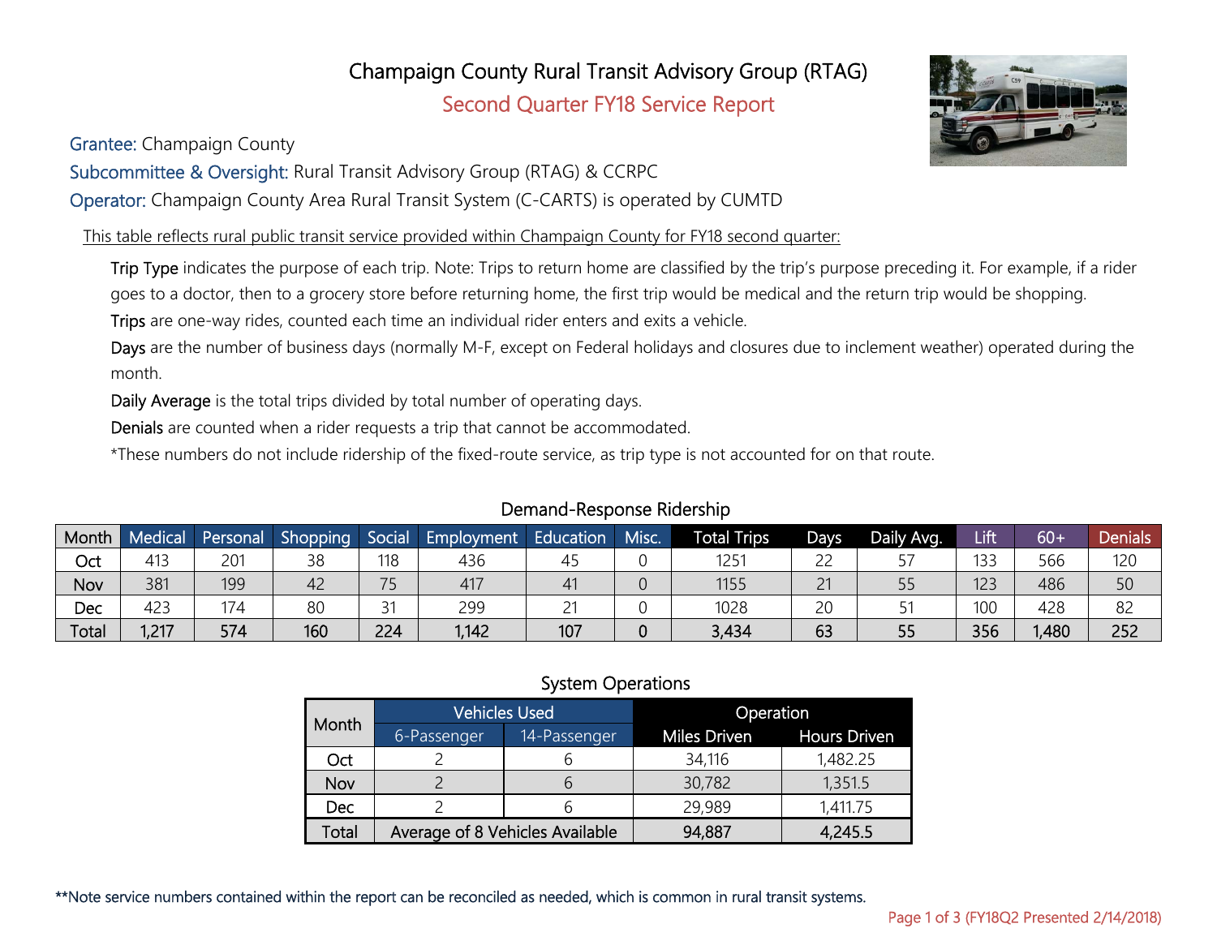# Champaign County Rural Transit Advisory Group (RTAG)

## Second Quarter FY18 Service Report

**Grantee:** Champaign County

**Subcommittee & Oversight:** Rural Transit Advisory Group (RTAG) & CCRPC

**Operator:** Champaign County Area Rural Transit System (C-CARTS) is operated by CUMTD

This table reflects rural public transit service provided within Champaign County for FY18 second quarter:

**Trip Type** indicates the purpose of each trip. Note: Trips to return home are classified by the trip's purpose preceding it. For example, if a rider goes to a doctor, then to a grocery store before returning home, the first trip would be medical and the return trip would be shopping.

**Trips** are one-way rides, counted each time an individual rider enters and exits a vehicle.

**Days** are the number of business days (normally M-F, except on Federal holidays and closures due to inclement weather) operated during the month.

**Daily Average** is the total trips divided by total number of operating days.

**Denials** are counted when a rider requests a trip that cannot be accommodated.

*These numbers do not include ridership of the fixed-route service, as trip type is not accounted for on that route.

### Demand-Response Ridership

| Month | Medical | Personal | Shopping | Social | Employment | Education | Misc. | Total Trips | Days | Daily Avg. | Lift | 60+ | Denials |
|---|---|---|---|---|---|---|---|---|---|---|---|---|---|
| Oct | 413 | 201 | 38 | 118 | 436 | 45 | 0 | 1251 | 22 | 57 | 133 | 566 | 120 |
| Nov | 381 | 199 | 42 | 75 | 417 | 41 | 0 | 1155 | 21 | 55 | 123 | 486 | 50 |
| Dec | 423 | 174 | 80 | 31 | 299 | 21 | 0 | 1028 | 20 | 51 | 100 | 428 | 82 |
| **Total** | **1,217** | **574** | **160** | **224** | **1,142** | **107** | **0** | **3,434** | **63** | **55** | **356** | **1,480** | **252** |

### System Operations

| Month | Vehicles Used | | Operation | |
|---|---|---|---|---|
| | 6-Passenger | 14-Passenger | Miles Driven | Hours Driven |
| Oct | 2 | 6 | 34,116 | 1,482.25 |
| Nov | 2 | 6 | 30,782 | 1,351.5 |
| Dec | 2 | 6 | 29,989 | 1,411.75 |
| Total | Average of 8 Vehicles Available | | **94,887** | **4,245.5** |

**Note service numbers contained within the report can be reconciled as needed, which is common in rural transit systems.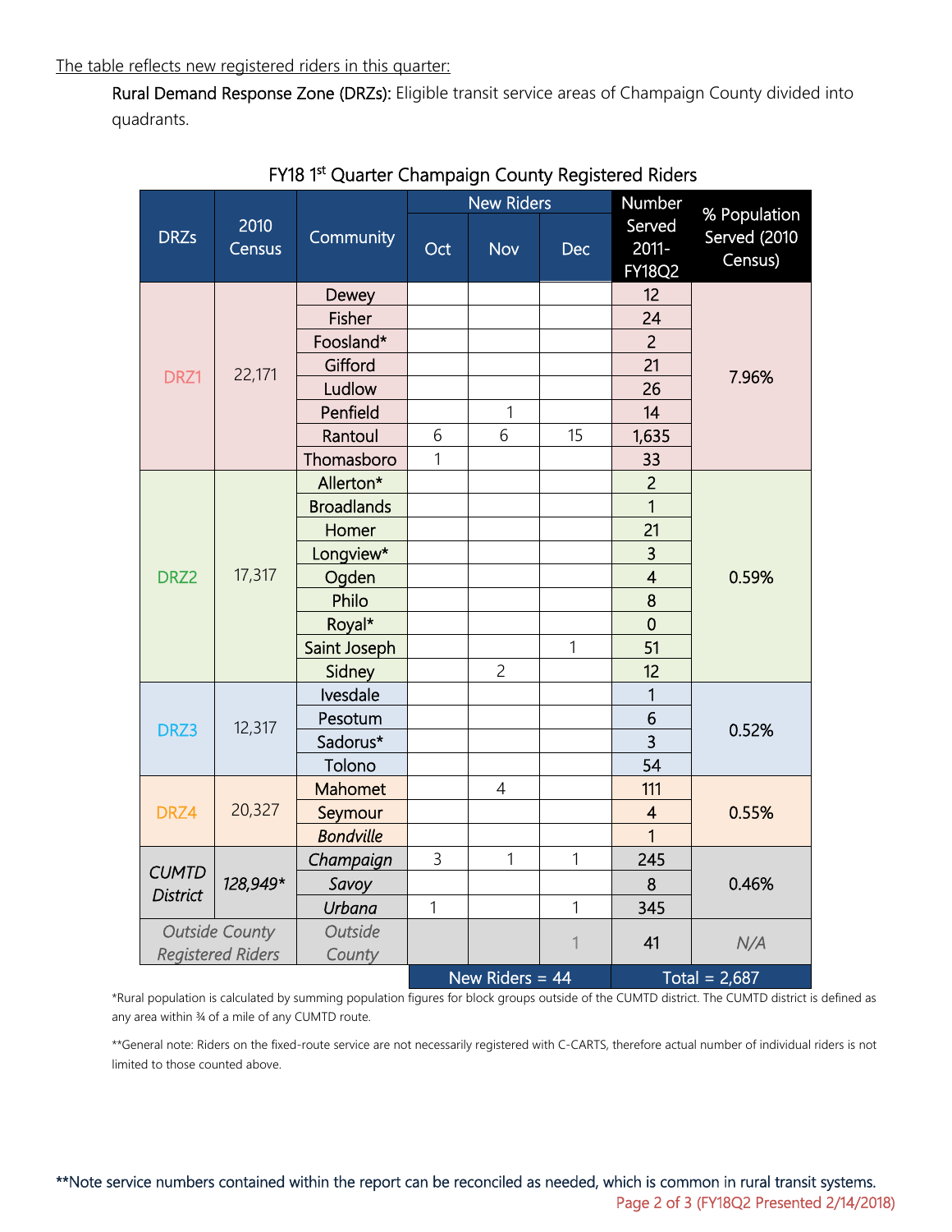The table reflects new registered riders in this quarter:

**Rural Demand Response Zone (DRZs):** Eligible transit service areas of Champaign County divided into quadrants.

FY18 1st Quarter Champaign County Registered Riders

| DRZs | 2010 Census | Community | New Riders | | | Number Served 2011-FY18Q2 | % Population Served (2010 Census) |
|---|---|---|---|---|---|---|---|
| | | | Oct | Nov | Dec | | |
| DRZ1 | 22,171 | Dewey | | | | 12 | 7.96% |
| | | Fisher | | | | 24 | |
| | | Foosland* | | | | 2 | |
| | | Gifford | | | | 21 | |
| | | Ludlow | | | | 26 | |
| | | Penfield | | 1 | | 14 | |
| | | Rantoul | 6 | 6 | 15 | 1,635 | |
| | | Thomasboro | 1 | | | 33 | |
| DRZ2 | 17,317 | Allerton* | | | | 2 | 0.59% |
| | | Broadlands | | | | 1 | |
| | | Homer | | | | 21 | |
| | | Longview* | | | | 3 | |
| | | Ogden | | | | 4 | |
| | | Philo | | | | 8 | |
| | | Royal* | | | | 0 | |
| | | Saint Joseph | | | 1 | 51 | |
| | | Sidney | | 2 | | 12 | |
| DRZ3 | 12,317 | Ivesdale | | | | 1 | 0.52% |
| | | Pesotum | | | | 6 | |
| | | Sadorus* | | | | 3 | |
| | | Tolono | | | | 54 | |
| DRZ4 | 20,327 | Mahomet | | 4 | | 111 | 0.55% |
| | | Seymour | | | | 4 | |
| | | *Bondville* | | | | 1 | |
| *CUMTD District* | *128,949** | *Champaign* | 3 | 1 | 1 | 245 | 0.46% |
| | | *Savoy* | | | | 8 | |
| | | *Urbana* | 1 | | 1 | 345 | |
| *Outside County Registered Riders* | | *Outside County* | | | 1 | 41 | *N/A* |
| | | | New Riders = 44 | | | Total = 2,687 | |

*Rural population is calculated by summing population figures for block groups outside of the CUMTD district. The CUMTD district is defined as any area within ¾ of a mile of any CUMTD route.

**General note: Riders on the fixed-route service are not necessarily registered with C-CARTS, therefore actual number of individual riders is not limited to those counted above.

**Note service numbers contained within the report can be reconciled as needed, which is common in rural transit systems.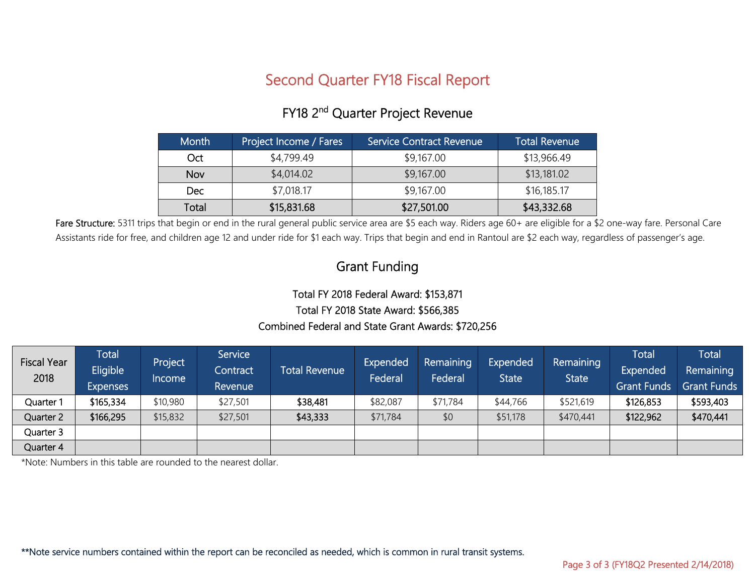# Second Quarter FY18 Fiscal Report

## FY18 2nd Quarter Project Revenue

| Month | Project Income / Fares | Service Contract Revenue | Total Revenue |
|---|---|---|---|
| Oct | $4,799.49 | $9,167.00 | $13,966.49 |
| Nov | $4,014.02 | $9,167.00 | $13,181.02 |
| Dec | $7,018.17 | $9,167.00 | $16,185.17 |
| **Total** | **$15,831.68** | **$27,501.00** | **$43,332.68** |

**Fare Structure:** 5311 trips that begin or end in the rural general public service area are $5 each way. Riders age 60+ are eligible for a $2 one-way fare. Personal Care Assistants ride for free, and children age 12 and under ride for $1 each way. Trips that begin and end in Rantoul are $2 each way, regardless of passenger's age.

## Grant Funding

Total FY 2018 Federal Award: $153,871

Total FY 2018 State Award: $566,385

Combined Federal and State Grant Awards: $720,256

| Fiscal Year 2018 | Total Eligible Expenses | Project Income | Service Contract Revenue | Total Revenue | Expended Federal | Remaining Federal | Expended State | Remaining State | Total Expended Grant Funds | Total Remaining Grant Funds |
|---|---|---|---|---|---|---|---|---|---|---|
| Quarter 1 | **$165,334** | $10,980 | $27,501 | **$38,481** | $82,087 | $71,784 | $44,766 | $521,619 | **$126,853** | **$593,403** |
| Quarter 2 | **$166,295** | $15,832 | $27,501 | **$43,333** | $71,784 | $0 | $51,178 | $470,441 | **$122,962** | **$470,441** |
| Quarter 3 | | | | | | | | | | |
| Quarter 4 | | | | | | | | | | |

*Note: Numbers in this table are rounded to the nearest dollar.

**Note service numbers contained within the report can be reconciled as needed, which is common in rural transit systems.

(FY18Q2 Presented 2/14/2018)